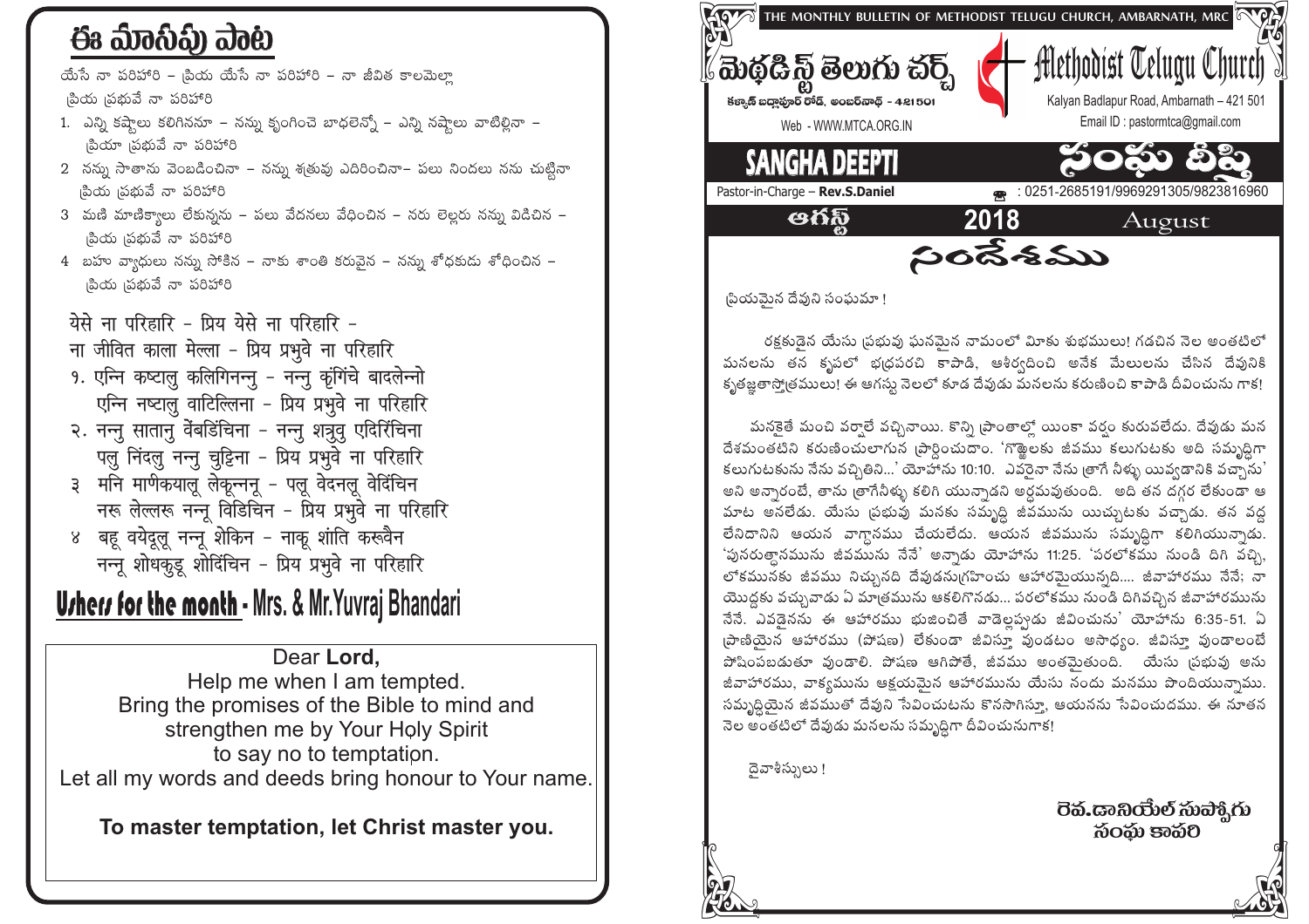# ఈ మాసపు పాట

యేసే నా పరిహారి – ప్రియ యేసే నా పరిహారి – నా జీవిత కాలమెల్లా
ప్రియ ప్రభువే నా పరిహారి

1. ఎన్ని కష్టాలు కలిగిననూ – నన్ను కృంగించే బాధలెన్నో – ఎన్ని నష్టాలు వాటిల్లినా –
   ప్రియా ప్రభువే నా పరిహారి
2. నన్ను సాతాను వెంబడించినా – నన్ను శత్రువు ఎదిరించినా– పలు నిందలు నను చుట్టినా
   ప్రియ ప్రభువే నా పరిహారి
3. మణి మాణిక్యాలు లేకున్నను – పలు వేదనలు వేధించిన – నరు లెల్లరు నన్ను విడిచిన –
   ప్రియ ప్రభువే నా పరిహారి
4. బహు వ్యాధులు నన్ను సోకిన – నాకు శాంతి కరువైన – నన్ను శోధకుడు శోధించిన –
   ప్రియ ప్రభువే నా పరిహారి

येसे ना परिहारि - प्रिय येसे ना परिहारि -
ना जीवित काला मेल्ला - प्रिय प्रभुवे ना परिहारि

१. एन्नि कष्टालु कलिगिनन्नु - नन्नु कृंगिंचे बादलेन्नो
   एन्नि नष्टालु वाटिल्लिना - प्रिय प्रभुवे ना परिहारि
२. नन्नु सातानु वेंबडिंचिना - नन्नु शत्रुवु एदिरिंचिना
   पलु निंदलु नन्नु चुट्टिना - प्रिय प्रभुवे ना परिहारि
३ मनि माणिकयालू लेकून्ननू - पलू वेदनलू वेदिंचिन
   नरू लेल्लरू नन्नू विडिचिन - प्रिय प्रभुवे ना परिहारि
४ बहू वयेदूलू नन्नू शेकिन - नाकू शांति करूवैन
   नन्नू शोधकुडू शोदिंचिन - प्रिय प्रभुवे ना परिहारि

## Ushers for the month - Mrs. & Mr.Yuvraj Bhandari

Dear **Lord,**
Help me when I am tempted.
Bring the promises of the Bible to mind and
strengthen me by Your Holy Spirit
to say no to temptation.
Let all my words and deeds bring honour to Your name.

**To master temptation, let Christ master you.**

---

THE MONTHLY BULLETIN OF METHODIST TELUGU CHURCH, AMBARNATH, MRC

# మెథడిస్ట్ తెలుగు చర్చ్ — Methodist Telugu Church

కళ్యాణ్ బద్లాపూర్ రోడ్, అంబర్‌నాథ్ - 421501
Kalyan Badlapur Road, Ambarnath – 421 501

Web - WWW.MTCA.ORG.IN
Email ID : pastormtca@gmail.com

## SANGHA DEEPTI — సంఘ దీప్తి

Pastor-in-Charge – **Rev.S.Daniel**
☎ : 0251-2685191/9969291305/9823816960

ఆగస్ట్ **2018** August

## సందేశము

ప్రియమైన దేవుని సంఘమా !

రక్షకుడైన యేసు ప్రభువు ఘనమైన నామంలో మీకు శుభములు! గడచిన నెల అంతటిలో మనలను తన కృపలో భద్రపరచి కాపాడి, ఆశీర్వదించి అనేక మేలులను చేసిన దేవునికి కృతజ్ఞతాస్తోత్రములు! ఈ ఆగస్టు నెలలో కూడ దేవుడు మనలను కరుణించి కాపాడి దీవించును గాక!

మనకైతే మంచి వర్షాలే వచ్చినాయి. కొన్ని ప్రాంతాల్లో యింకా వర్షం కురువలేదు. దేవుడు మన దేశమంతటిని కరుణించులాగున ప్రార్థించుదాం. 'గొఱ్ఱెలకు జీవము కలుగుటకు అది సమృద్ధిగా కలుగుటకును నేను వచ్చితిని...' యోహాను 10:10. ఎవరైనా నేను త్రాగే నీళ్ళు యివ్వడానికి వచ్చాను' అని అన్నారంటే, తాను త్రాగేనీళ్ళు కలిగి యున్నాడని అర్థమవుతుంది. అది తన దగ్గర లేకుండా ఆ మాట అనలేడు. యేసు ప్రభువు మనకు సమృద్ధి జీవమును యిచ్చుటకు వచ్చాడు. తన వద్ద లేనిదానిని ఆయన వాగ్దానము చేయలేదు. ఆయన జీవమును సమృద్ధిగా కలిగియున్నాడు. 'పునరుత్థానమును జీవమును నేనే' అన్నాడు యోహాను 11:25. 'పరలోకము నుండి దిగి వచ్చి, లోకమునకు జీవము నిచ్చునది దేవుడనుగ్రహించు ఆహారమైయున్నది.... జీవాహారము నేనే; నా యొద్దకు వచ్చువాడు ఏ మాత్రమును ఆకలిగొనడు... పరలోకము నుండి దిగివచ్చిన జీవాహారమును నేనే. ఎవడైనను ఈ ఆహారము భుజించితే వాడెల్లప్పుడు జీవించును' యోహాను 6:35-51. ఏ ప్రాణియైన ఆహారము (పోషణ) లేకుండా జీవిస్తూ వుండటం అసాధ్యం. జీవిస్తూ వుండాలంటే పోషింపబడుతూ వుండాలి. పోషణ ఆగిపోతే, జీవము అంతమైతుంది. యేసు ప్రభువు అను జీవాహారము, వాక్యమును ఆత్మయమైన ఆహారమును యేసు నందు మనము పొందియున్నాము. సమృద్ధియైన జీవముతో దేవుని సేవించుటను కొనసాగిస్తూ, ఆయనను సేవించుదము. ఈ నూతన నెల అంతటిలో దేవుడు మనలను సమృద్ధిగా దీవించునుగాక!

దైవాశీస్సులు !

రెవ.డానియేల్ సుప్పోగు
సంఘ కాపరి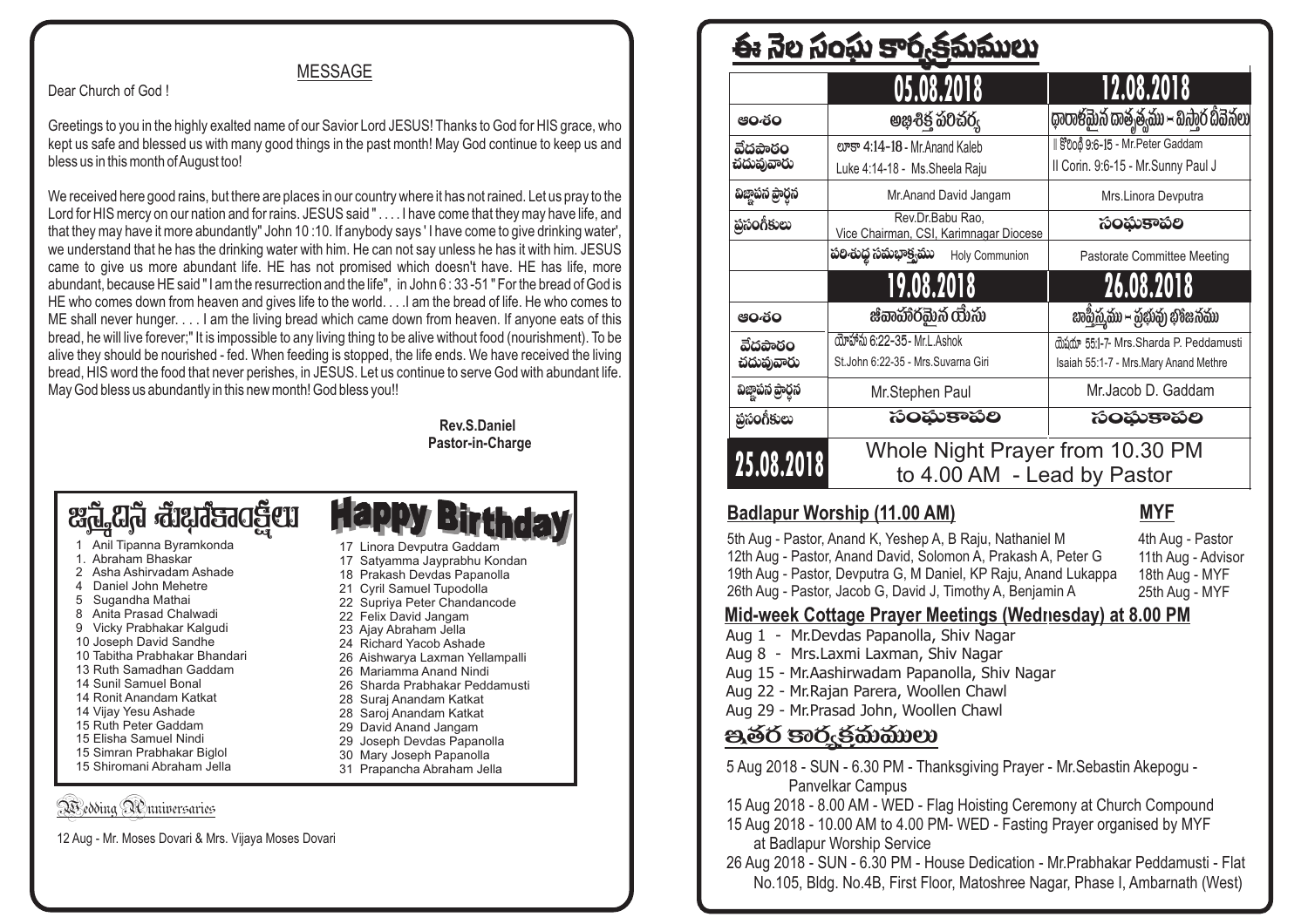## MESSAGE

Dear Church of God !

Greetings to you in the highly exalted name of our Savior Lord JESUS! Thanks to God for HIS grace, who kept us safe and blessed us with many good things in the past month! May God continue to keep us and bless us in this month of August too!

We received here good rains, but there are places in our country where it has not rained. Let us pray to the Lord for HIS mercy on our nation and for rains. JESUS said " . . . . I have come that they may have life, and that they may have it more abundantly" John 10 :10. If anybody says ' I have come to give drinking water', we understand that he has the drinking water with him. He can not say unless he has it with him. JESUS came to give us more abundant life. HE has not promised which doesn't have. HE has life, more abundant, because HE said " I am the resurrection and the life", in John 6 : 33 -51 " For the bread of God is HE who comes down from heaven and gives life to the world. . . .I am the bread of life. He who comes to ME shall never hunger. . . . I am the living bread which came down from heaven. If anyone eats of this bread, he will live forever;" It is impossible to any living thing to be alive without food (nourishment). To be alive they should be nourished - fed. When feeding is stopped, the life ends. We have received the living bread, HIS word the food that never perishes, in JESUS. Let us continue to serve God with abundant life. May God bless us abundantly in this new month! God bless you!!

**Rev.S.Daniel**
**Pastor-in-Charge**

## జన్మదిన శుభాకాంక్షలు — Happy Birthday

- 1 Anil Tipanna Byramkonda
- 1. Abraham Bhaskar
- 2 Asha Ashirvadam Ashade
- 4 Daniel John Mehetre
- 5 Sugandha Mathai
- 8 Anita Prasad Chalwadi
- 9 Vicky Prabhakar Kalgudi
- 10 Joseph David Sandhe
- 10 Tabitha Prabhakar Bhandari
- 13 Ruth Samadhan Gaddam
- 14 Sunil Samuel Bonal
- 14 Ronit Anandam Katkat
- 14 Vijay Yesu Ashade
- 15 Ruth Peter Gaddam
- 15 Elisha Samuel Nindi
- 15 Simran Prabhakar Biglol
- 15 Shiromani Abraham Jella
- 17 Linora Devputra Gaddam
- 17 Satyamma Jayprabhu Kondan
- 18 Prakash Devdas Papanolla
- 21 Cyril Samuel Tupodolla
- 22 Supriya Peter Chandancode
- 22 Felix David Jangam
- 23 Ajay Abraham Jella
- 24 Richard Yacob Ashade
- 26 Aishwarya Laxman Yellampalli
- 26 Mariamma Anand Nindi
- 26 Sharda Prabhakar Peddamusti
- 28 Suraj Anandam Katkat
- 28 Saroj Anandam Katkat
- 29 David Anand Jangam
- 29 Joseph Devdas Papanolla
- 30 Mary Joseph Papanolla
- 31 Prapancha Abraham Jella

## Wedding Anniversaries

12 Aug - Mr. Moses Dovari & Mrs. Vijaya Moses Dovari

# ఈ నెల సంఘ కార్యక్రమములు

| | 05.08.2018 | 12.08.2018 |
|---|---|---|
| అంశం | అభిశిక్త పరిచర్య | ధారాళమైన దాతృత్వము – విస్తార దీవెనలు |
| వేదపాఠం చదువువారు | లూకా 4:14-18 - Mr.Anand Kaleb<br>Luke 4:14-18 - Ms.Sheela Raju | II కొరింథీ 9:6-15 - Mr.Peter Gaddam<br>II Corin. 9:6-15 - Mr.Sunny Paul J |
| విజ్ఞాపన ప్రార్థన | Mr.Anand David Jangam | Mrs.Linora Devputra |
| ప్రసంగీకులు | Rev.Dr.Babu Rao, Vice Chairman, CSI, Karimnagar Diocese | సంఘకాపరి |
| | పరిశుద్ధ సమభాక్తము Holy Communion | Pastorate Committee Meeting |
| | **19.08.2018** | **26.08.2018** |
| అంశం | జీవాహారమైన యేసు | బాప్తిస్మము – ప్రభువు భోజనము |
| వేదపాఠం చదువువారు | యోహాను 6:22-35 - Mr.L.Ashok<br>St.John 6:22-35 - Mrs.Suvarna Giri | యెషయా 55:1-7 - Mrs.Sharda P. Peddamusti<br>Isaiah 55:1-7 - Mrs.Mary Anand Methre |
| విజ్ఞాపన ప్రార్థన | Mr.Stephen Paul | Mr.Jacob D. Gaddam |
| ప్రసంగీకులు | సంఘకాపరి | సంఘకాపరి |

**25.08.2018** Whole Night Prayer from 10.30 PM to 4.00 AM - Lead by Pastor

## Badlapur Worship (11.00 AM)

5th Aug - Pastor, Anand K, Yeshep A, B Raju, Nathaniel M
12th Aug - Pastor, Anand David, Solomon A, Prakash A, Peter G
19th Aug - Pastor, Devputra G, M Daniel, KP Raju, Anand Lukappa
26th Aug - Pastor, Jacob G, David J, Timothy A, Benjamin A

## MYF

4th Aug - Pastor
11th Aug - Advisor
18th Aug - MYF
25th Aug - MYF

## Mid-week Cottage Prayer Meetings (Wednesday) at 8.00 PM

Aug 1 - Mr.Devdas Papanolla, Shiv Nagar
Aug 8 - Mrs.Laxmi Laxman, Shiv Nagar
Aug 15 - Mr.Aashirwadam Papanolla, Shiv Nagar
Aug 22 - Mr.Rajan Parera, Woollen Chawl
Aug 29 - Mr.Prasad John, Woollen Chawl

## ఇతర కార్యక్రమములు

5 Aug 2018 - SUN - 6.30 PM - Thanksgiving Prayer - Mr.Sebastin Akepogu - Panvelkar Campus
15 Aug 2018 - 8.00 AM - WED - Flag Hoisting Ceremony at Church Compound
15 Aug 2018 - 10.00 AM to 4.00 PM- WED - Fasting Prayer organised by MYF at Badlapur Worship Service
26 Aug 2018 - SUN - 6.30 PM - House Dedication - Mr.Prabhakar Peddamusti - Flat No.105, Bldg. No.4B, First Floor, Matoshree Nagar, Phase I, Ambarnath (West)